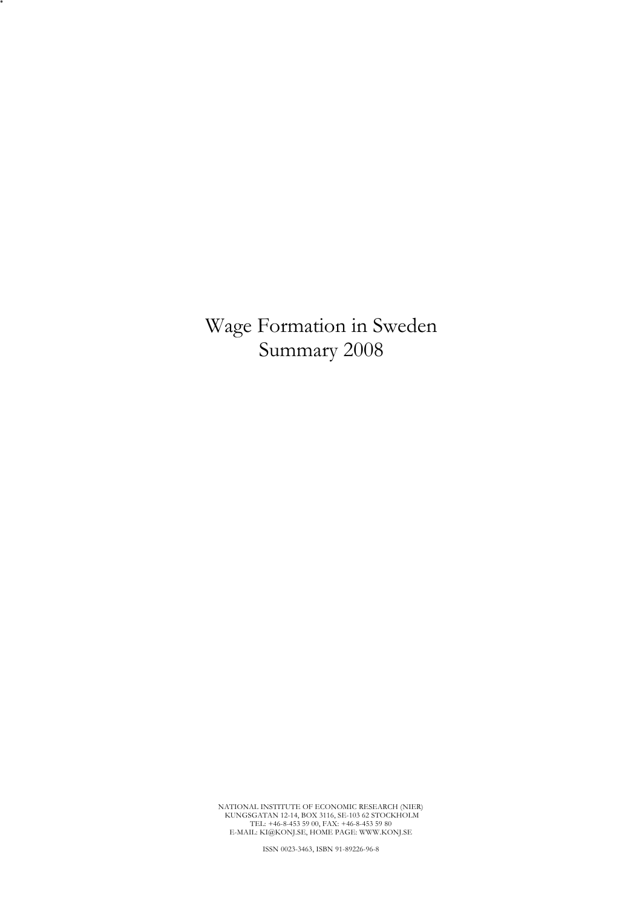# Wage Formation in Sweden
# Summary 2008

NATIONAL INSTITUTE OF ECONOMIC RESEARCH (NIER)
KUNGSGATAN 12-14, BOX 3116, SE-103 62 STOCKHOLM
TEL: +46-8-453 59 00, FAX: +46-8-453 59 80
E-MAIL: KI@KONJ.SE, HOME PAGE: WWW.KONJ.SE

ISSN 0023-3463, ISBN 91-89226-96-8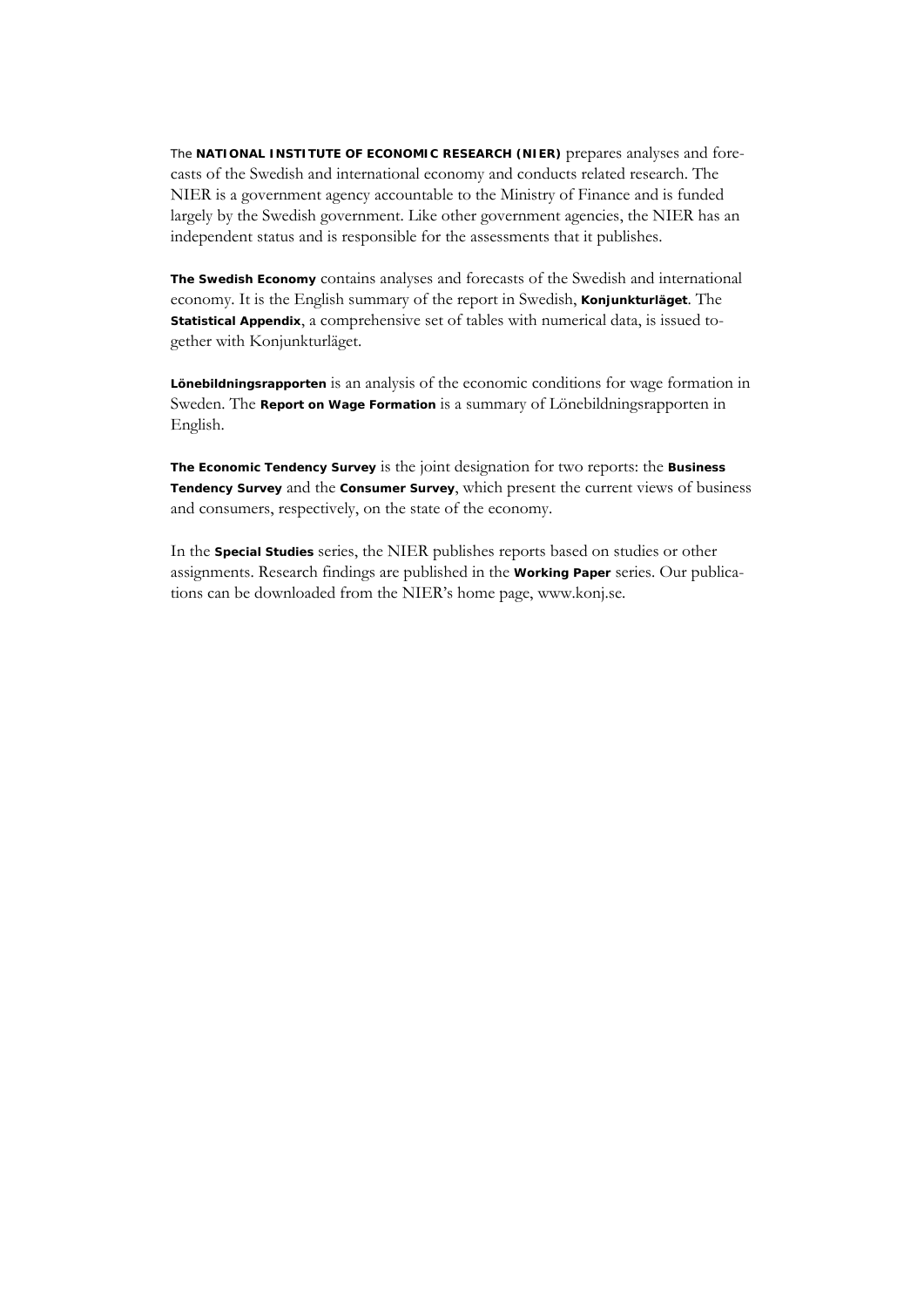The **NATIONAL INSTITUTE OF ECONOMIC RESEARCH (NIER)** prepares analyses and forecasts of the Swedish and international economy and conducts related research. The NIER is a government agency accountable to the Ministry of Finance and is funded largely by the Swedish government. Like other government agencies, the NIER has an independent status and is responsible for the assessments that it publishes.

**The Swedish Economy** contains analyses and forecasts of the Swedish and international economy. It is the English summary of the report in Swedish, **Konjunkturläget**. The **Statistical Appendix**, a comprehensive set of tables with numerical data, is issued together with Konjunkturläget.

**Lönebildningsrapporten** is an analysis of the economic conditions for wage formation in Sweden. The **Report on Wage Formation** is a summary of Lönebildningsrapporten in English.

**The Economic Tendency Survey** is the joint designation for two reports: the **Business Tendency Survey** and the **Consumer Survey**, which present the current views of business and consumers, respectively, on the state of the economy.

In the **Special Studies** series, the NIER publishes reports based on studies or other assignments. Research findings are published in the **Working Paper** series. Our publications can be downloaded from the NIER's home page, www.konj.se.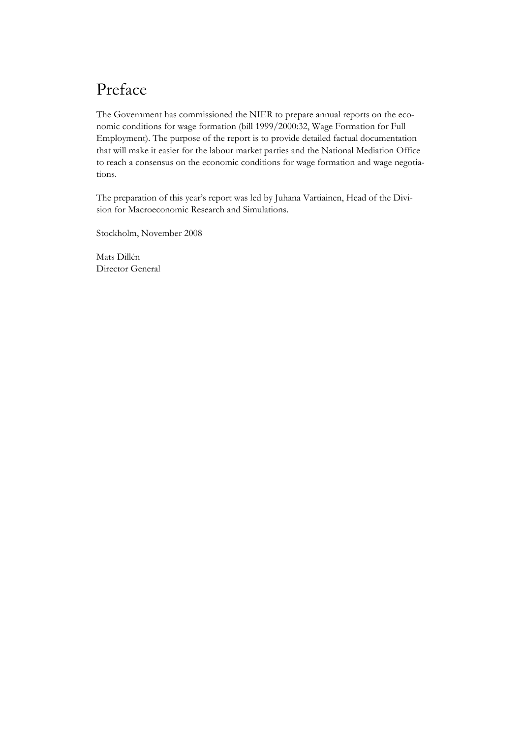# Preface

The Government has commissioned the NIER to prepare annual reports on the economic conditions for wage formation (bill 1999/2000:32, Wage Formation for Full Employment). The purpose of the report is to provide detailed factual documentation that will make it easier for the labour market parties and the National Mediation Office to reach a consensus on the economic conditions for wage formation and wage negotiations.

The preparation of this year's report was led by Juhana Vartiainen, Head of the Division for Macroeconomic Research and Simulations.

Stockholm, November 2008

Mats Dillén
Director General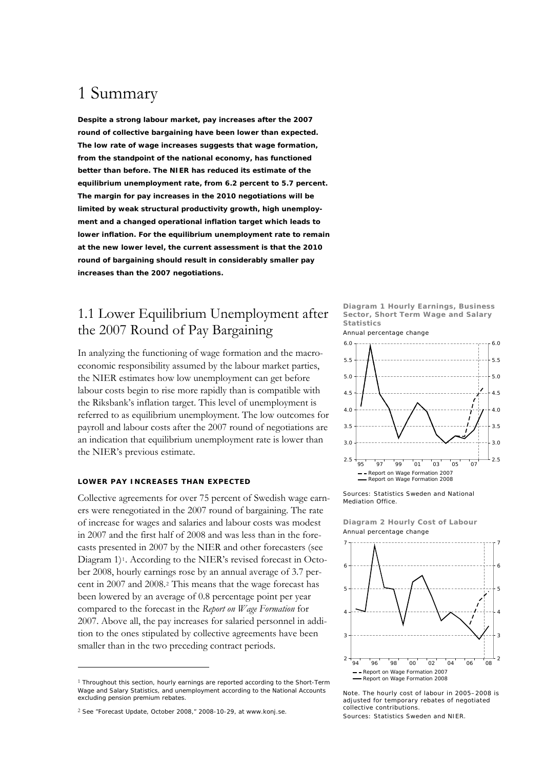# 1 Summary

**Despite a strong labour market, pay increases after the 2007 round of collective bargaining have been lower than expected. The low rate of wage increases suggests that wage formation, from the standpoint of the national economy, has functioned better than before. The NIER has reduced its estimate of the equilibrium unemployment rate, from 6.2 percent to 5.7 percent. The margin for pay increases in the 2010 negotiations will be limited by weak structural productivity growth, high unemployment and a changed operational inflation target which leads to lower inflation. For the equilibrium unemployment rate to remain at the new lower level, the current assessment is that the 2010 round of bargaining should result in considerably smaller pay increases than the 2007 negotiations.**

## 1.1 Lower Equilibrium Unemployment after the 2007 Round of Pay Bargaining

In analyzing the functioning of wage formation and the macroeconomic responsibility assumed by the labour market parties, the NIER estimates how low unemployment can get before labour costs begin to rise more rapidly than is compatible with the Riksbank's inflation target. This level of unemployment is referred to as equilibrium unemployment. The low outcomes for payroll and labour costs after the 2007 round of negotiations are an indication that equilibrium unemployment rate is lower than the NIER's previous estimate.

### LOWER PAY INCREASES THAN EXPECTED

Collective agreements for over 75 percent of Swedish wage earners were renegotiated in the 2007 round of bargaining. The rate of increase for wages and salaries and labour costs was modest in 2007 and the first half of 2008 and was less than in the forecasts presented in 2007 by the NIER and other forecasters (see Diagram 1)[1]. According to the NIER's revised forecast in October 2008, hourly earnings rose by an annual average of 3.7 percent in 2007 and 2008.[2] This means that the wage forecast has been lowered by an average of 0.8 percentage point per year compared to the forecast in the *Report on Wage Formation* for 2007. Above all, the pay increases for salaried personnel in addition to the ones stipulated by collective agreements have been smaller than in the two preceding contract periods.

**Diagram 1 Hourly Earnings, Business Sector, Short Term Wage and Salary Statistics**
Annual percentage change

Sources: Statistics Sweden and National Mediation Office.

**Diagram 2 Hourly Cost of Labour**
Annual percentage change

Note. The hourly cost of labour in 2005–2008 is adjusted for temporary rebates of negotiated collective contributions.
Sources: Statistics Sweden and NIER.

---

[1] Throughout this section, hourly earnings are reported according to the Short-Term Wage and Salary Statistics, and unemployment according to the National Accounts excluding pension premium rebates.

[2] See "Forecast Update, October 2008," 2008-10-29, at www.konj.se.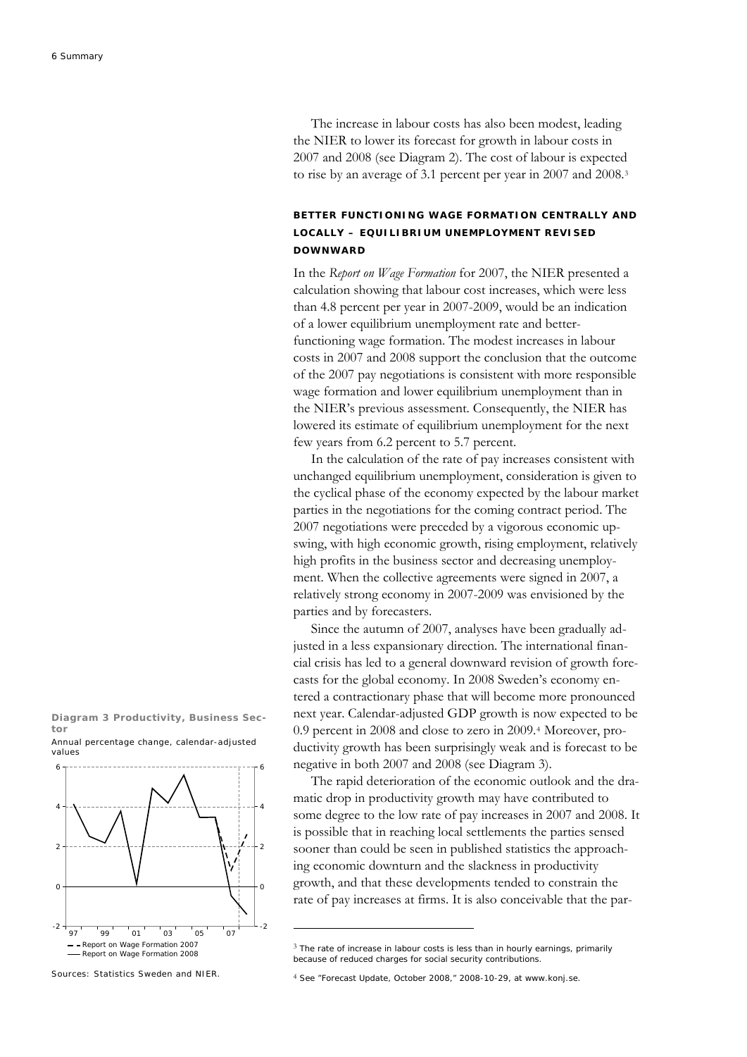The increase in labour costs has also been modest, leading the NIER to lower its forecast for growth in labour costs in 2007 and 2008 (see Diagram 2). The cost of labour is expected to rise by an average of 3.1 percent per year in 2007 and 2008.[3]

### BETTER FUNCTIONING WAGE FORMATION CENTRALLY AND LOCALLY – EQUILIBRIUM UNEMPLOYMENT REVISED DOWNWARD

In the *Report on Wage Formation* for 2007, the NIER presented a calculation showing that labour cost increases, which were less than 4.8 percent per year in 2007-2009, would be an indication of a lower equilibrium unemployment rate and better-functioning wage formation. The modest increases in labour costs in 2007 and 2008 support the conclusion that the outcome of the 2007 pay negotiations is consistent with more responsible wage formation and lower equilibrium unemployment than in the NIER's previous assessment. Consequently, the NIER has lowered its estimate of equilibrium unemployment for the next few years from 6.2 percent to 5.7 percent.

In the calculation of the rate of pay increases consistent with unchanged equilibrium unemployment, consideration is given to the cyclical phase of the economy expected by the labour market parties in the negotiations for the coming contract period. The 2007 negotiations were preceded by a vigorous economic upswing, with high economic growth, rising employment, relatively high profits in the business sector and decreasing unemployment. When the collective agreements were signed in 2007, a relatively strong economy in 2007-2009 was envisioned by the parties and by forecasters.

Since the autumn of 2007, analyses have been gradually adjusted in a less expansionary direction. The international financial crisis has led to a general downward revision of growth forecasts for the global economy. In 2008 Sweden's economy entered a contractionary phase that will become more pronounced next year. Calendar-adjusted GDP growth is now expected to be 0.9 percent in 2008 and close to zero in 2009.[4] Moreover, productivity growth has been surprisingly weak and is forecast to be negative in both 2007 and 2008 (see Diagram 3).

**Diagram 3 Productivity, Business Sector**

Annual percentage change, calendar-adjusted values

- - Report on Wage Formation 2007
— Report on Wage Formation 2008

Sources: Statistics Sweden and NIER.

The rapid deterioration of the economic outlook and the dramatic drop in productivity growth may have contributed to some degree to the low rate of pay increases in 2007 and 2008. It is possible that in reaching local settlements the parties sensed sooner than could be seen in published statistics the approaching economic downturn and the slackness in productivity growth, and that these developments tended to constrain the rate of pay increases at firms. It is also conceivable that the par-

---

[3] The rate of increase in labour costs is less than in hourly earnings, primarily because of reduced charges for social security contributions.

[4] See "Forecast Update, October 2008," 2008-10-29, at www.konj.se.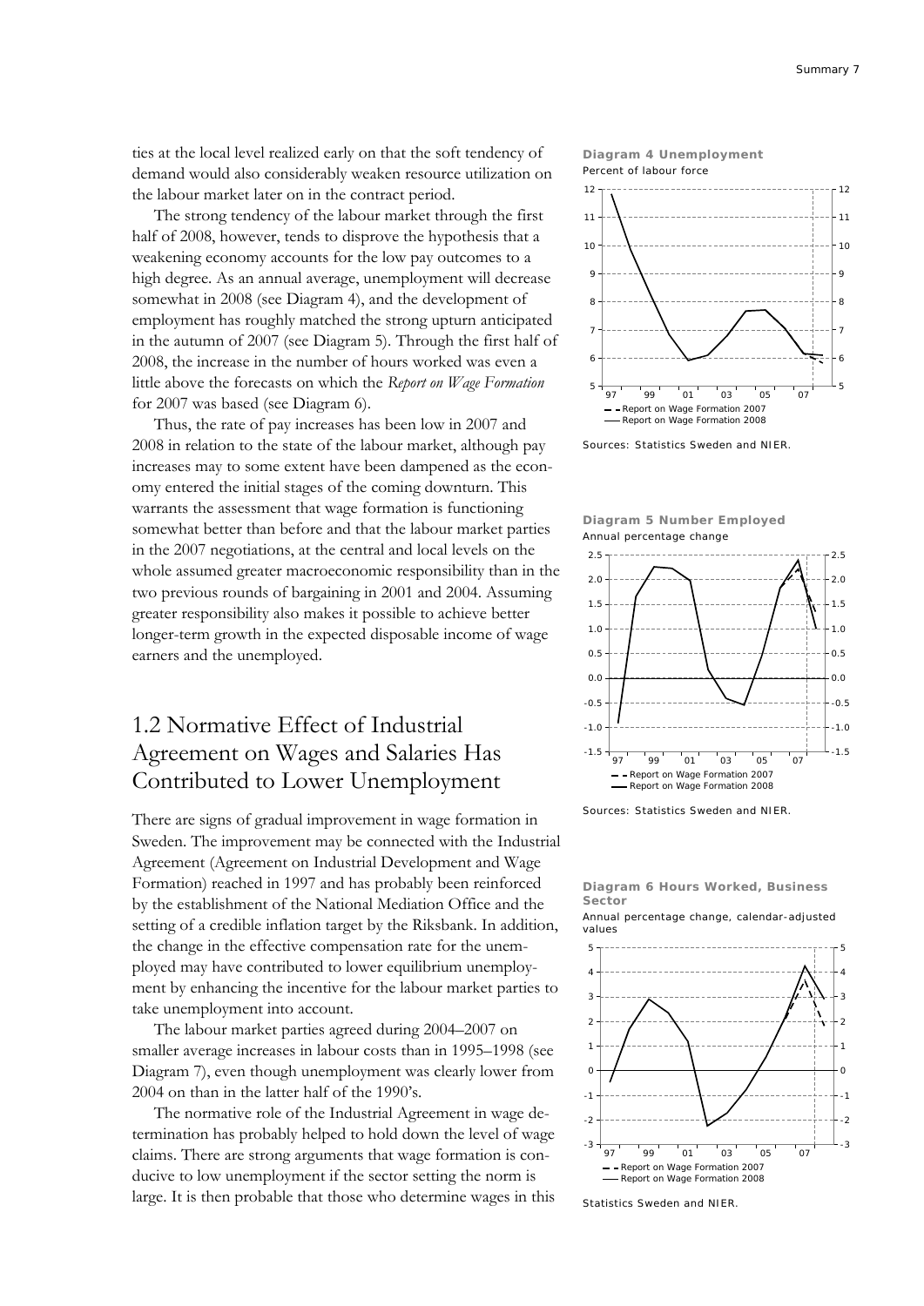ties at the local level realized early on that the soft tendency of demand would also considerably weaken resource utilization on the labour market later on in the contract period.

The strong tendency of the labour market through the first half of 2008, however, tends to disprove the hypothesis that a weakening economy accounts for the low pay outcomes to a high degree. As an annual average, unemployment will decrease somewhat in 2008 (see Diagram 4), and the development of employment has roughly matched the strong upturn anticipated in the autumn of 2007 (see Diagram 5). Through the first half of 2008, the increase in the number of hours worked was even a little above the forecasts on which the *Report on Wage Formation* for 2007 was based (see Diagram 6).

Thus, the rate of pay increases has been low in 2007 and 2008 in relation to the state of the labour market, although pay increases may to some extent have been dampened as the economy entered the initial stages of the coming downturn. This warrants the assessment that wage formation is functioning somewhat better than before and that the labour market parties in the 2007 negotiations, at the central and local levels on the whole assumed greater macroeconomic responsibility than in the two previous rounds of bargaining in 2001 and 2004. Assuming greater responsibility also makes it possible to achieve better longer-term growth in the expected disposable income of wage earners and the unemployed.

**Diagram 4 Unemployment**
Percent of labour force

Sources: Statistics Sweden and NIER.

**Diagram 5 Number Employed**
Annual percentage change

Sources: Statistics Sweden and NIER.

**Diagram 6 Hours Worked, Business Sector**
Annual percentage change, calendar-adjusted values

Statistics Sweden and NIER.

## 1.2 Normative Effect of Industrial Agreement on Wages and Salaries Has Contributed to Lower Unemployment

There are signs of gradual improvement in wage formation in Sweden. The improvement may be connected with the Industrial Agreement (Agreement on Industrial Development and Wage Formation) reached in 1997 and has probably been reinforced by the establishment of the National Mediation Office and the setting of a credible inflation target by the Riksbank. In addition, the change in the effective compensation rate for the unemployed may have contributed to lower equilibrium unemployment by enhancing the incentive for the labour market parties to take unemployment into account.

The labour market parties agreed during 2004–2007 on smaller average increases in labour costs than in 1995–1998 (see Diagram 7), even though unemployment was clearly lower from 2004 on than in the latter half of the 1990's.

The normative role of the Industrial Agreement in wage determination has probably helped to hold down the level of wage claims. There are strong arguments that wage formation is conducive to low unemployment if the sector setting the norm is large. It is then probable that those who determine wages in this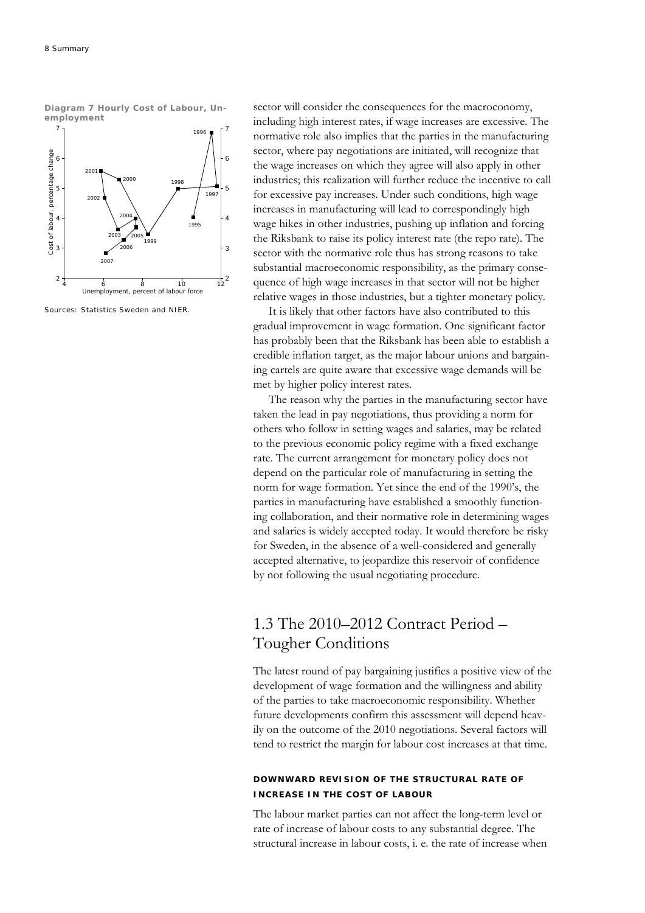**Diagram 7 Hourly Cost of Labour, Unemployment**

Sources: Statistics Sweden and NIER.

sector will consider the consequences for the macroconomy, including high interest rates, if wage increases are excessive. The normative role also implies that the parties in the manufacturing sector, where pay negotiations are initiated, will recognize that the wage increases on which they agree will also apply in other industries; this realization will further reduce the incentive to call for excessive pay increases. Under such conditions, high wage increases in manufacturing will lead to correspondingly high wage hikes in other industries, pushing up inflation and forcing the Riksbank to raise its policy interest rate (the repo rate). The sector with the normative role thus has strong reasons to take substantial macroeconomic responsibility, as the primary consequence of high wage increases in that sector will not be higher relative wages in those industries, but a tighter monetary policy.

It is likely that other factors have also contributed to this gradual improvement in wage formation. One significant factor has probably been that the Riksbank has been able to establish a credible inflation target, as the major labour unions and bargaining cartels are quite aware that excessive wage demands will be met by higher policy interest rates.

The reason why the parties in the manufacturing sector have taken the lead in pay negotiations, thus providing a norm for others who follow in setting wages and salaries, may be related to the previous economic policy regime with a fixed exchange rate. The current arrangement for monetary policy does not depend on the particular role of manufacturing in setting the norm for wage formation. Yet since the end of the 1990's, the parties in manufacturing have established a smoothly functioning collaboration, and their normative role in determining wages and salaries is widely accepted today. It would therefore be risky for Sweden, in the absence of a well-considered and generally accepted alternative, to jeopardize this reservoir of confidence by not following the usual negotiating procedure.

## 1.3 The 2010–2012 Contract Period – Tougher Conditions

The latest round of pay bargaining justifies a positive view of the development of wage formation and the willingness and ability of the parties to take macroeconomic responsibility. Whether future developments confirm this assessment will depend heavily on the outcome of the 2010 negotiations. Several factors will tend to restrict the margin for labour cost increases at that time.

#### DOWNWARD REVISION OF THE STRUCTURAL RATE OF INCREASE IN THE COST OF LABOUR

The labour market parties can not affect the long-term level or rate of increase of labour costs to any substantial degree. The structural increase in labour costs, i. e. the rate of increase when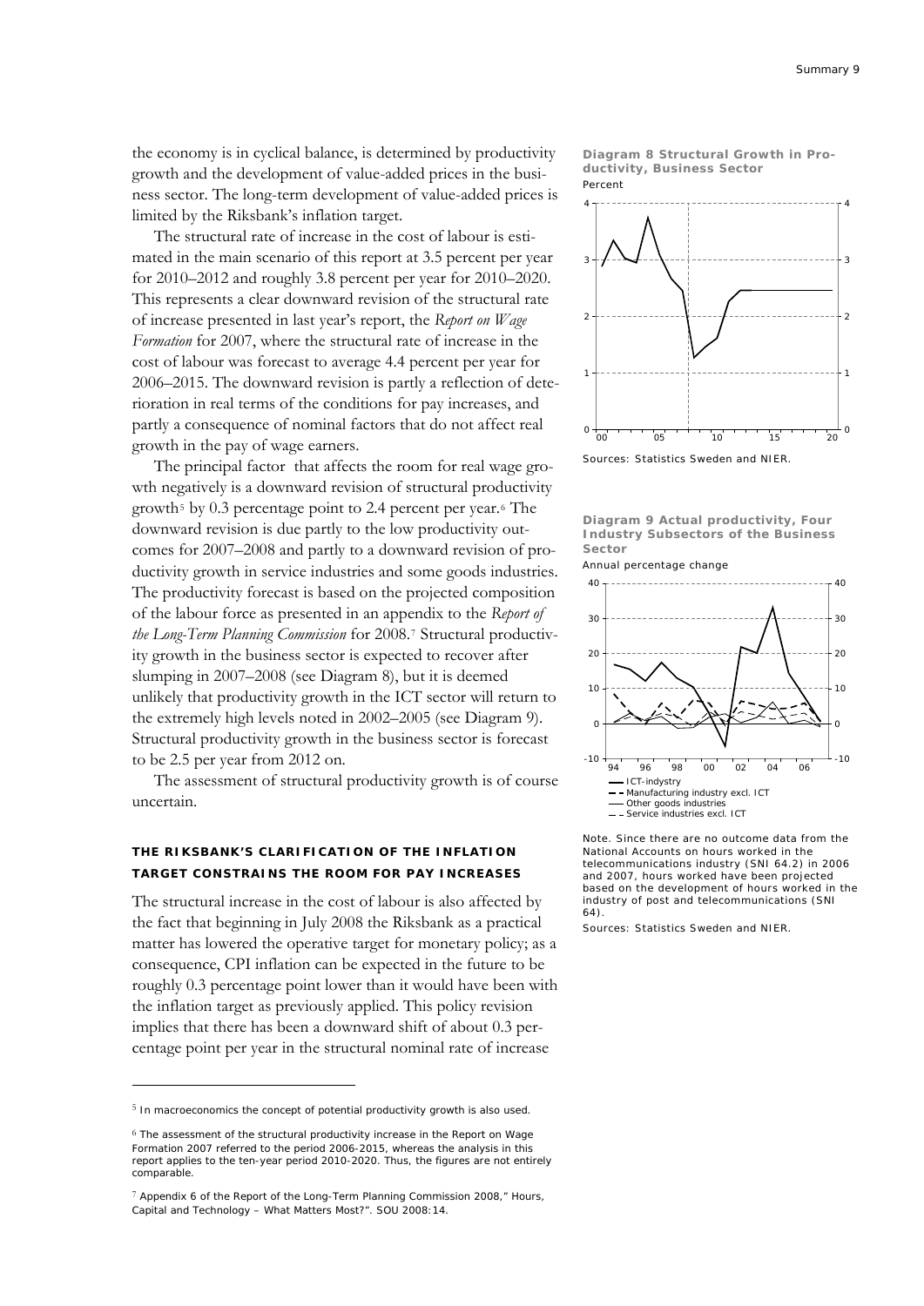the economy is in cyclical balance, is determined by productivity growth and the development of value-added prices in the business sector. The long-term development of value-added prices is limited by the Riksbank's inflation target.

The structural rate of increase in the cost of labour is estimated in the main scenario of this report at 3.5 percent per year for 2010–2012 and roughly 3.8 percent per year for 2010–2020. This represents a clear downward revision of the structural rate of increase presented in last year's report, the *Report on Wage Formation* for 2007, where the structural rate of increase in the cost of labour was forecast to average 4.4 percent per year for 2006–2015. The downward revision is partly a reflection of deterioration in real terms of the conditions for pay increases, and partly a consequence of nominal factors that do not affect real growth in the pay of wage earners.

The principal factor that affects the room for real wage growth negatively is a downward revision of structural productivity growth[5] by 0.3 percentage point to 2.4 percent per year.[6] The downward revision is due partly to the low productivity outcomes for 2007–2008 and partly to a downward revision of productivity growth in service industries and some goods industries. The productivity forecast is based on the projected composition of the labour force as presented in an appendix to the *Report of the Long-Term Planning Commission* for 2008.[7] Structural productivity growth in the business sector is expected to recover after slumping in 2007–2008 (see Diagram 8), but it is deemed unlikely that productivity growth in the ICT sector will return to the extremely high levels noted in 2002–2005 (see Diagram 9). Structural productivity growth in the business sector is forecast to be 2.5 per year from 2012 on.

The assessment of structural productivity growth is of course uncertain.

### THE RIKSBANK'S CLARIFICATION OF THE INFLATION TARGET CONSTRAINS THE ROOM FOR PAY INCREASES

The structural increase in the cost of labour is also affected by the fact that beginning in July 2008 the Riksbank as a practical matter has lowered the operative target for monetary policy; as a consequence, CPI inflation can be expected in the future to be roughly 0.3 percentage point lower than it would have been with the inflation target as previously applied. This policy revision implies that there has been a downward shift of about 0.3 percentage point per year in the structural nominal rate of increase

**Diagram 8 Structural Growth in Productivity, Business Sector**
Percent

Sources: Statistics Sweden and NIER.

**Diagram 9 Actual productivity, Four Industry Subsectors of the Business Sector**
Annual percentage change

Note. Since there are no outcome data from the National Accounts on hours worked in the telecommunications industry (SNI 64.2) in 2006 and 2007, hours worked have been projected based on the development of hours worked in the industry of post and telecommunications (SNI 64).

Sources: Statistics Sweden and NIER.

---

[5] In macroeconomics the concept of potential productivity growth is also used.

[6] The assessment of the structural productivity increase in the Report on Wage Formation 2007 referred to the period 2006-2015, whereas the analysis in this report applies to the ten-year period 2010-2020. Thus, the figures are not entirely comparable.

[7] Appendix 6 of the Report of the Long-Term Planning Commission 2008," Hours, Capital and Technology – What Matters Most?". SOU 2008:14.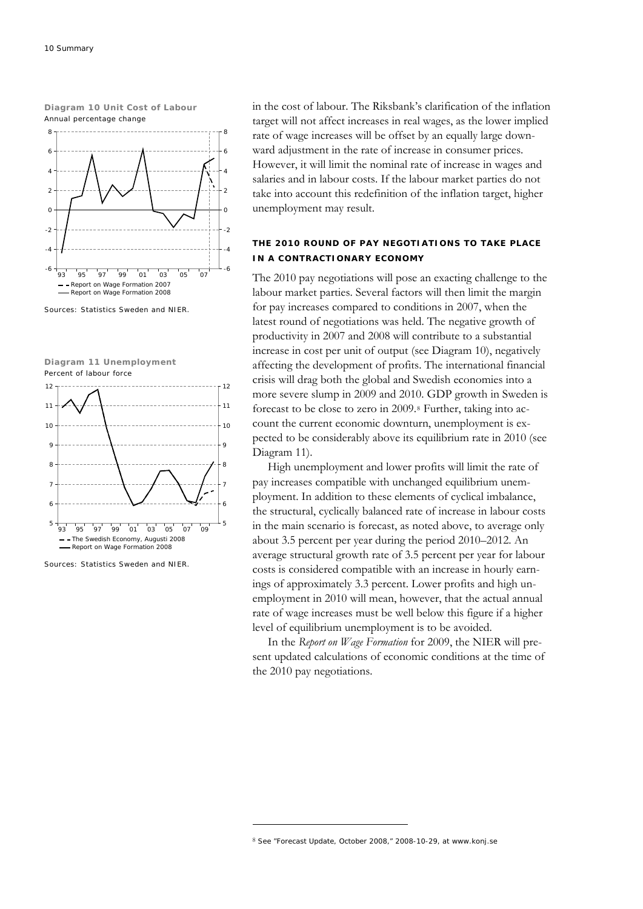**Diagram 10 Unit Cost of Labour**
Annual percentage change

- - Report on Wage Formation 2007
— Report on Wage Formation 2008

Sources: Statistics Sweden and NIER.

**Diagram 11 Unemployment**
Percent of labour force

- - The Swedish Economy, Augusti 2008
— Report on Wage Formation 2008

Sources: Statistics Sweden and NIER.

in the cost of labour. The Riksbank's clarification of the inflation target will not affect increases in real wages, as the lower implied rate of wage increases will be offset by an equally large downward adjustment in the rate of increase in consumer prices. However, it will limit the nominal rate of increase in wages and salaries and in labour costs. If the labour market parties do not take into account this redefinition of the inflation target, higher unemployment may result.

### THE 2010 ROUND OF PAY NEGOTIATIONS TO TAKE PLACE IN A CONTRACTIONARY ECONOMY

The 2010 pay negotiations will pose an exacting challenge to the labour market parties. Several factors will then limit the margin for pay increases compared to conditions in 2007, when the latest round of negotiations was held. The negative growth of productivity in 2007 and 2008 will contribute to a substantial increase in cost per unit of output (see Diagram 10), negatively affecting the development of profits. The international financial crisis will drag both the global and Swedish economies into a more severe slump in 2009 and 2010. GDP growth in Sweden is forecast to be close to zero in 2009.[8] Further, taking into account the current economic downturn, unemployment is expected to be considerably above its equilibrium rate in 2010 (see Diagram 11).

High unemployment and lower profits will limit the rate of pay increases compatible with unchanged equilibrium unemployment. In addition to these elements of cyclical imbalance, the structural, cyclically balanced rate of increase in labour costs in the main scenario is forecast, as noted above, to average only about 3.5 percent per year during the period 2010–2012. An average structural growth rate of 3.5 percent per year for labour costs is considered compatible with an increase in hourly earnings of approximately 3.3 percent. Lower profits and high unemployment in 2010 will mean, however, that the actual annual rate of wage increases must be well below this figure if a higher level of equilibrium unemployment is to be avoided.

In the *Report on Wage Formation* for 2009, the NIER will present updated calculations of economic conditions at the time of the 2010 pay negotiations.

[8] See "Forecast Update, October 2008," 2008-10-29, at www.konj.se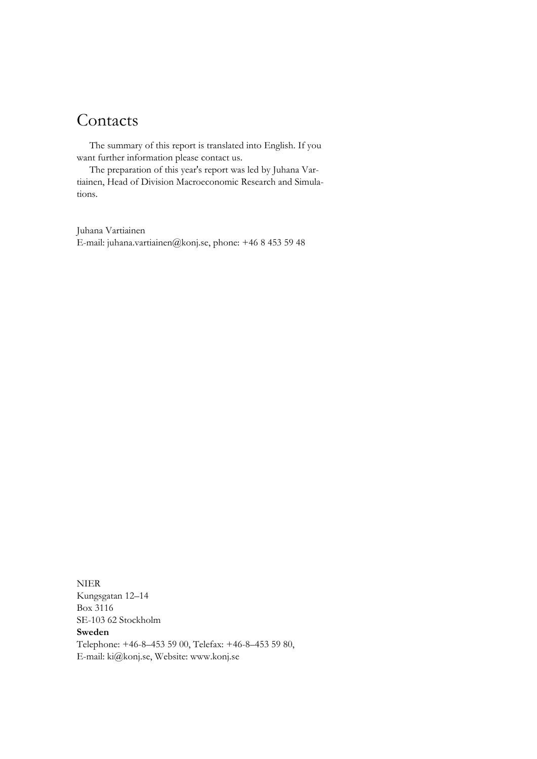# Contacts

The summary of this report is translated into English. If you want further information please contact us.

The preparation of this year's report was led by Juhana Vartiainen, Head of Division Macroeconomic Research and Simulations.

Juhana Vartiainen
E-mail: juhana.vartiainen@konj.se, phone: +46 8 453 59 48

NIER
Kungsgatan 12–14
Box 3116
SE-103 62 Stockholm
**Sweden**
Telephone: +46-8–453 59 00, Telefax: +46-8–453 59 80,
E-mail: ki@konj.se, Website: www.konj.se